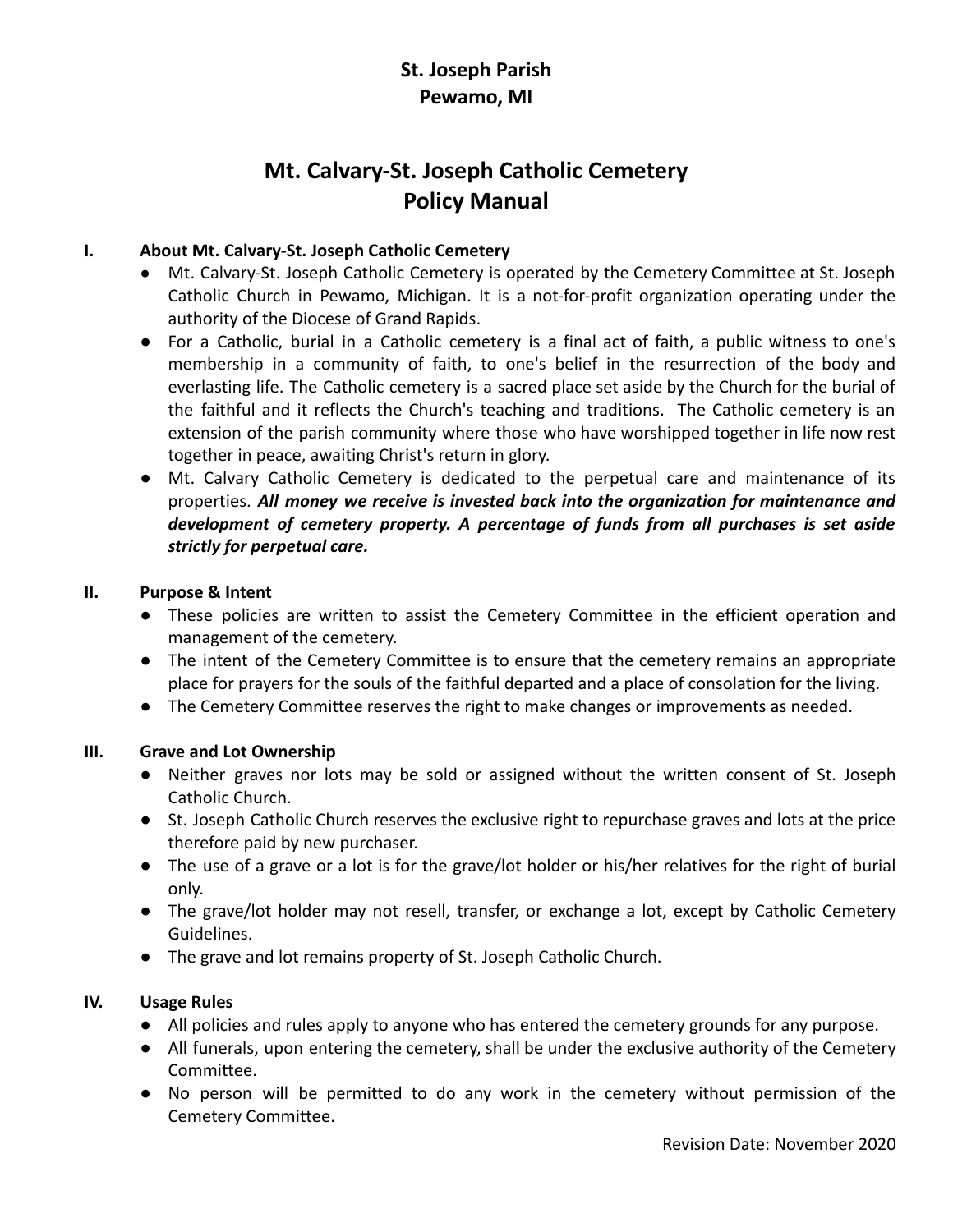**St. Joseph Parish**
**Pewamo, MI**

# Mt. Calvary-St. Joseph Catholic Cemetery Policy Manual

## I. About Mt. Calvary-St. Joseph Catholic Cemetery

- Mt. Calvary-St. Joseph Catholic Cemetery is operated by the Cemetery Committee at St. Joseph Catholic Church in Pewamo, Michigan. It is a not-for-profit organization operating under the authority of the Diocese of Grand Rapids.
- For a Catholic, burial in a Catholic cemetery is a final act of faith, a public witness to one's membership in a community of faith, to one's belief in the resurrection of the body and everlasting life. The Catholic cemetery is a sacred place set aside by the Church for the burial of the faithful and it reflects the Church's teaching and traditions. The Catholic cemetery is an extension of the parish community where those who have worshipped together in life now rest together in peace, awaiting Christ's return in glory.
- Mt. Calvary Catholic Cemetery is dedicated to the perpetual care and maintenance of its properties. ***All money we receive is invested back into the organization for maintenance and development of cemetery property. A percentage of funds from all purchases is set aside strictly for perpetual care.***

## II. Purpose & Intent

- These policies are written to assist the Cemetery Committee in the efficient operation and management of the cemetery.
- The intent of the Cemetery Committee is to ensure that the cemetery remains an appropriate place for prayers for the souls of the faithful departed and a place of consolation for the living.
- The Cemetery Committee reserves the right to make changes or improvements as needed.

## III. Grave and Lot Ownership

- Neither graves nor lots may be sold or assigned without the written consent of St. Joseph Catholic Church.
- St. Joseph Catholic Church reserves the exclusive right to repurchase graves and lots at the price therefore paid by new purchaser.
- The use of a grave or a lot is for the grave/lot holder or his/her relatives for the right of burial only.
- The grave/lot holder may not resell, transfer, or exchange a lot, except by Catholic Cemetery Guidelines.
- The grave and lot remains property of St. Joseph Catholic Church.

## IV. Usage Rules

- All policies and rules apply to anyone who has entered the cemetery grounds for any purpose.
- All funerals, upon entering the cemetery, shall be under the exclusive authority of the Cemetery Committee.
- No person will be permitted to do any work in the cemetery without permission of the Cemetery Committee.

Revision Date: November 2020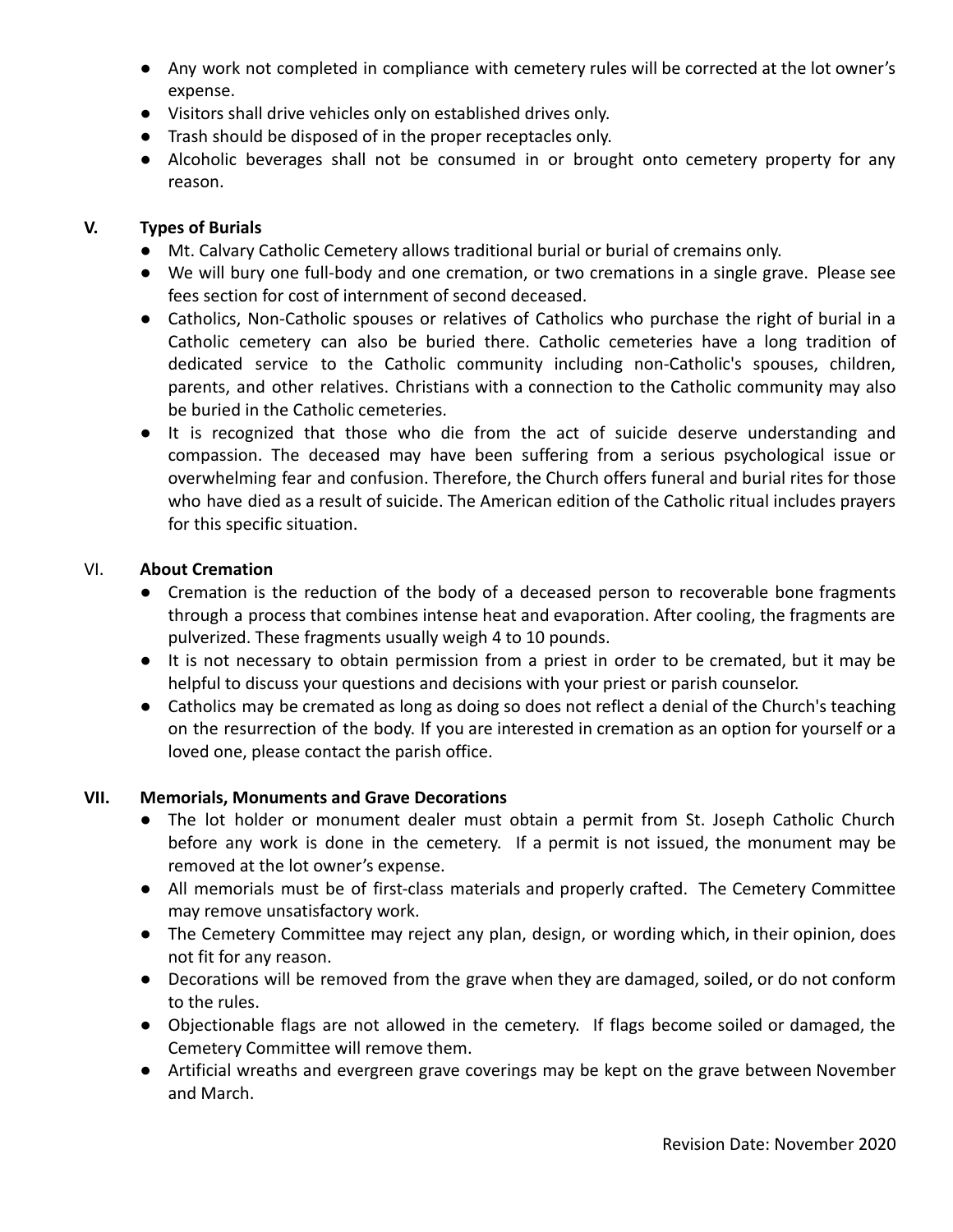- Any work not completed in compliance with cemetery rules will be corrected at the lot owner's expense.
- Visitors shall drive vehicles only on established drives only.
- Trash should be disposed of in the proper receptacles only.
- Alcoholic beverages shall not be consumed in or brought onto cemetery property for any reason.

## V. Types of Burials

- Mt. Calvary Catholic Cemetery allows traditional burial or burial of cremains only.
- We will bury one full-body and one cremation, or two cremations in a single grave. Please see fees section for cost of internment of second deceased.
- Catholics, Non-Catholic spouses or relatives of Catholics who purchase the right of burial in a Catholic cemetery can also be buried there. Catholic cemeteries have a long tradition of dedicated service to the Catholic community including non-Catholic's spouses, children, parents, and other relatives. Christians with a connection to the Catholic community may also be buried in the Catholic cemeteries.
- It is recognized that those who die from the act of suicide deserve understanding and compassion. The deceased may have been suffering from a serious psychological issue or overwhelming fear and confusion. Therefore, the Church offers funeral and burial rites for those who have died as a result of suicide. The American edition of the Catholic ritual includes prayers for this specific situation.

## VI. About Cremation

- Cremation is the reduction of the body of a deceased person to recoverable bone fragments through a process that combines intense heat and evaporation. After cooling, the fragments are pulverized. These fragments usually weigh 4 to 10 pounds.
- It is not necessary to obtain permission from a priest in order to be cremated, but it may be helpful to discuss your questions and decisions with your priest or parish counselor.
- Catholics may be cremated as long as doing so does not reflect a denial of the Church's teaching on the resurrection of the body. If you are interested in cremation as an option for yourself or a loved one, please contact the parish office.

## VII. Memorials, Monuments and Grave Decorations

- The lot holder or monument dealer must obtain a permit from St. Joseph Catholic Church before any work is done in the cemetery. If a permit is not issued, the monument may be removed at the lot owner's expense.
- All memorials must be of first-class materials and properly crafted. The Cemetery Committee may remove unsatisfactory work.
- The Cemetery Committee may reject any plan, design, or wording which, in their opinion, does not fit for any reason.
- Decorations will be removed from the grave when they are damaged, soiled, or do not conform to the rules.
- Objectionable flags are not allowed in the cemetery. If flags become soiled or damaged, the Cemetery Committee will remove them.
- Artificial wreaths and evergreen grave coverings may be kept on the grave between November and March.

Revision Date: November 2020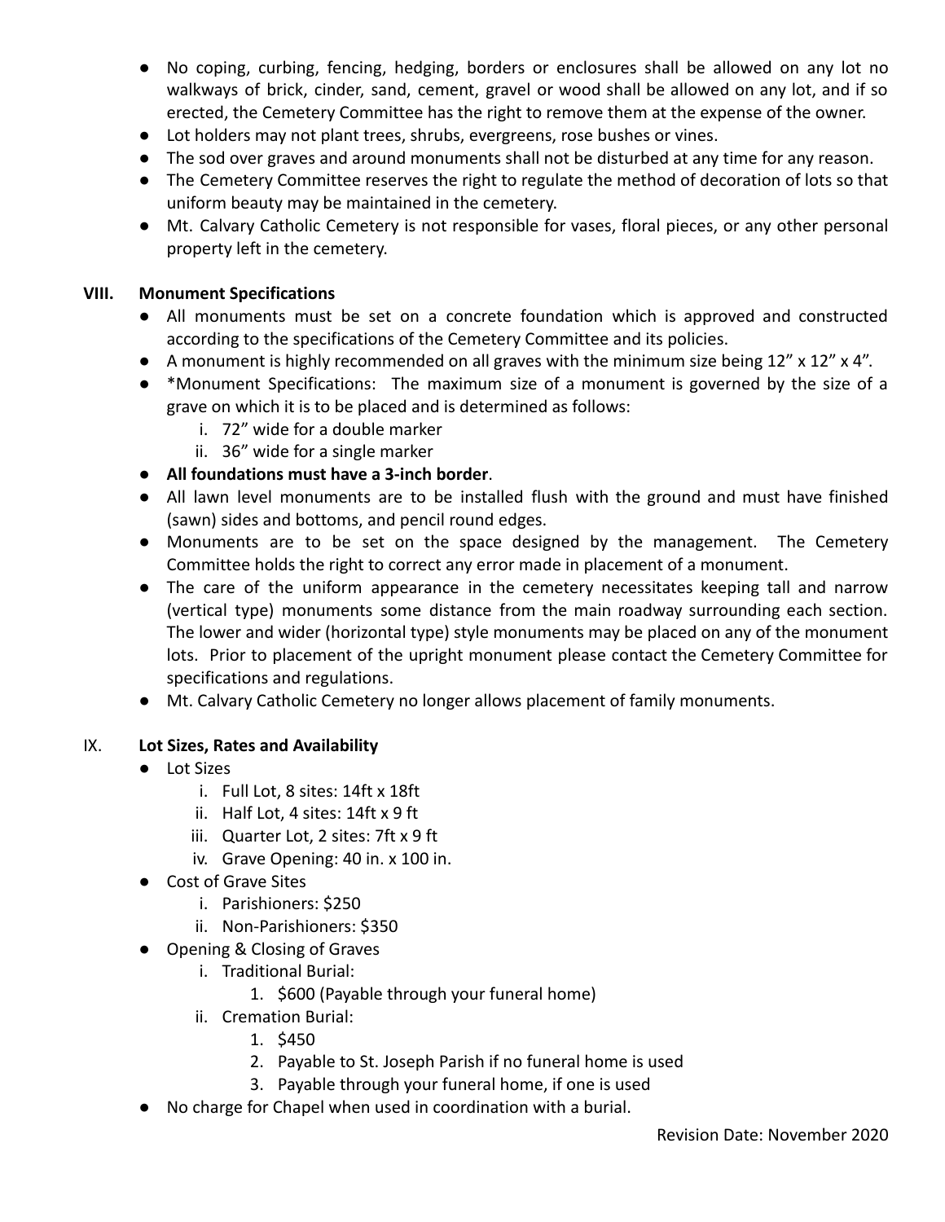- No coping, curbing, fencing, hedging, borders or enclosures shall be allowed on any lot no walkways of brick, cinder, sand, cement, gravel or wood shall be allowed on any lot, and if so erected, the Cemetery Committee has the right to remove them at the expense of the owner.
- Lot holders may not plant trees, shrubs, evergreens, rose bushes or vines.
- The sod over graves and around monuments shall not be disturbed at any time for any reason.
- The Cemetery Committee reserves the right to regulate the method of decoration of lots so that uniform beauty may be maintained in the cemetery.
- Mt. Calvary Catholic Cemetery is not responsible for vases, floral pieces, or any other personal property left in the cemetery.

## VIII. Monument Specifications

- All monuments must be set on a concrete foundation which is approved and constructed according to the specifications of the Cemetery Committee and its policies.
- A monument is highly recommended on all graves with the minimum size being 12" x 12" x 4".
- *Monument Specifications: The maximum size of a monument is governed by the size of a grave on which it is to be placed and is determined as follows:
    i. 72" wide for a double marker
    ii. 36" wide for a single marker
- **All foundations must have a 3-inch border**.
- All lawn level monuments are to be installed flush with the ground and must have finished (sawn) sides and bottoms, and pencil round edges.
- Monuments are to be set on the space designed by the management. The Cemetery Committee holds the right to correct any error made in placement of a monument.
- The care of the uniform appearance in the cemetery necessitates keeping tall and narrow (vertical type) monuments some distance from the main roadway surrounding each section. The lower and wider (horizontal type) style monuments may be placed on any of the monument lots. Prior to placement of the upright monument please contact the Cemetery Committee for specifications and regulations.
- Mt. Calvary Catholic Cemetery no longer allows placement of family monuments.

## IX. Lot Sizes, Rates and Availability

- Lot Sizes
    i. Full Lot, 8 sites: 14ft x 18ft
    ii. Half Lot, 4 sites: 14ft x 9 ft
    iii. Quarter Lot, 2 sites: 7ft x 9 ft
    iv. Grave Opening: 40 in. x 100 in.
- Cost of Grave Sites
    i. Parishioners: $250
    ii. Non-Parishioners: $350
- Opening & Closing of Graves
    i. Traditional Burial:
        1. $600 (Payable through your funeral home)
    ii. Cremation Burial:
        1. $450
        2. Payable to St. Joseph Parish if no funeral home is used
        3. Payable through your funeral home, if one is used
- No charge for Chapel when used in coordination with a burial.

Revision Date: November 2020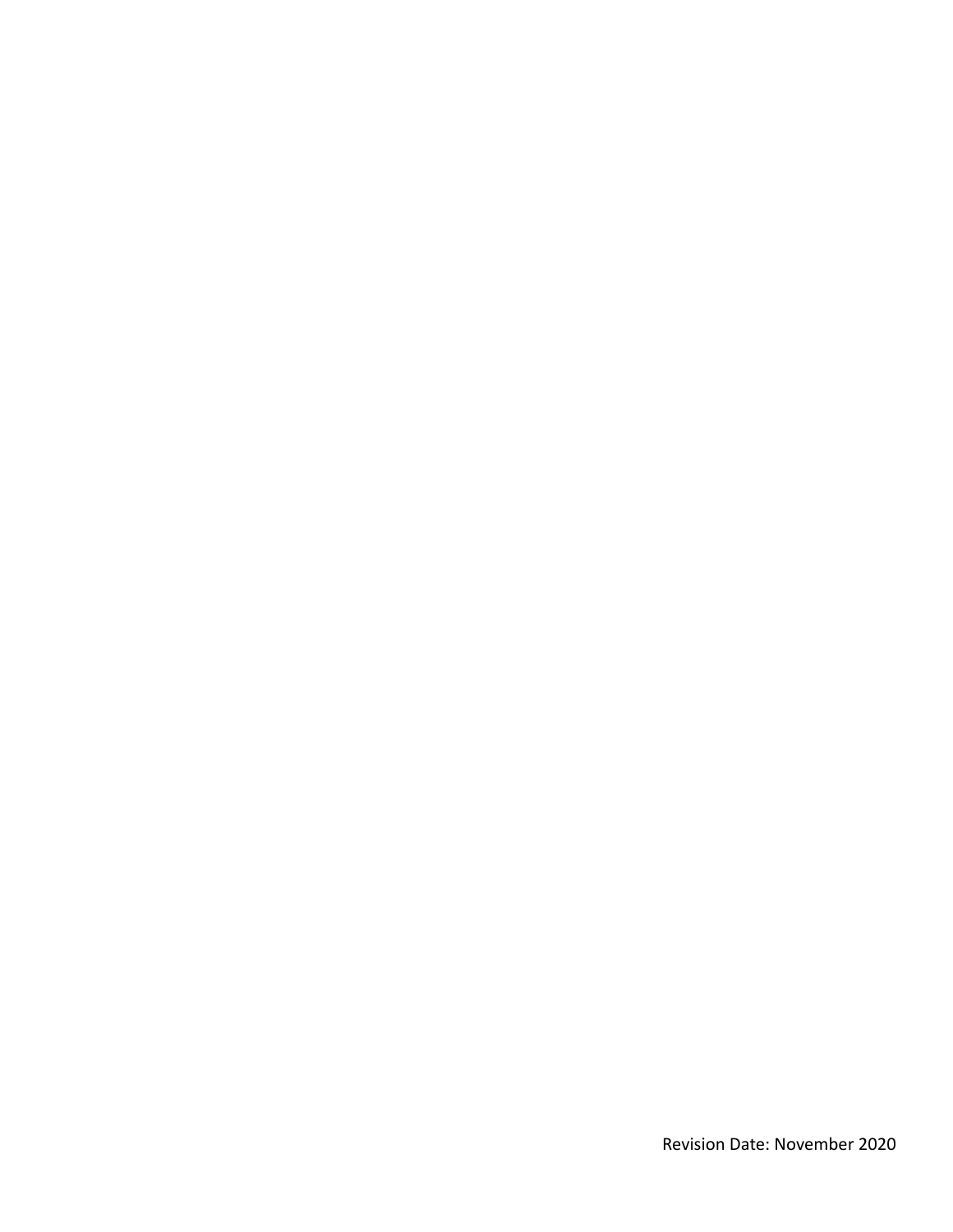Revision Date: November 2020